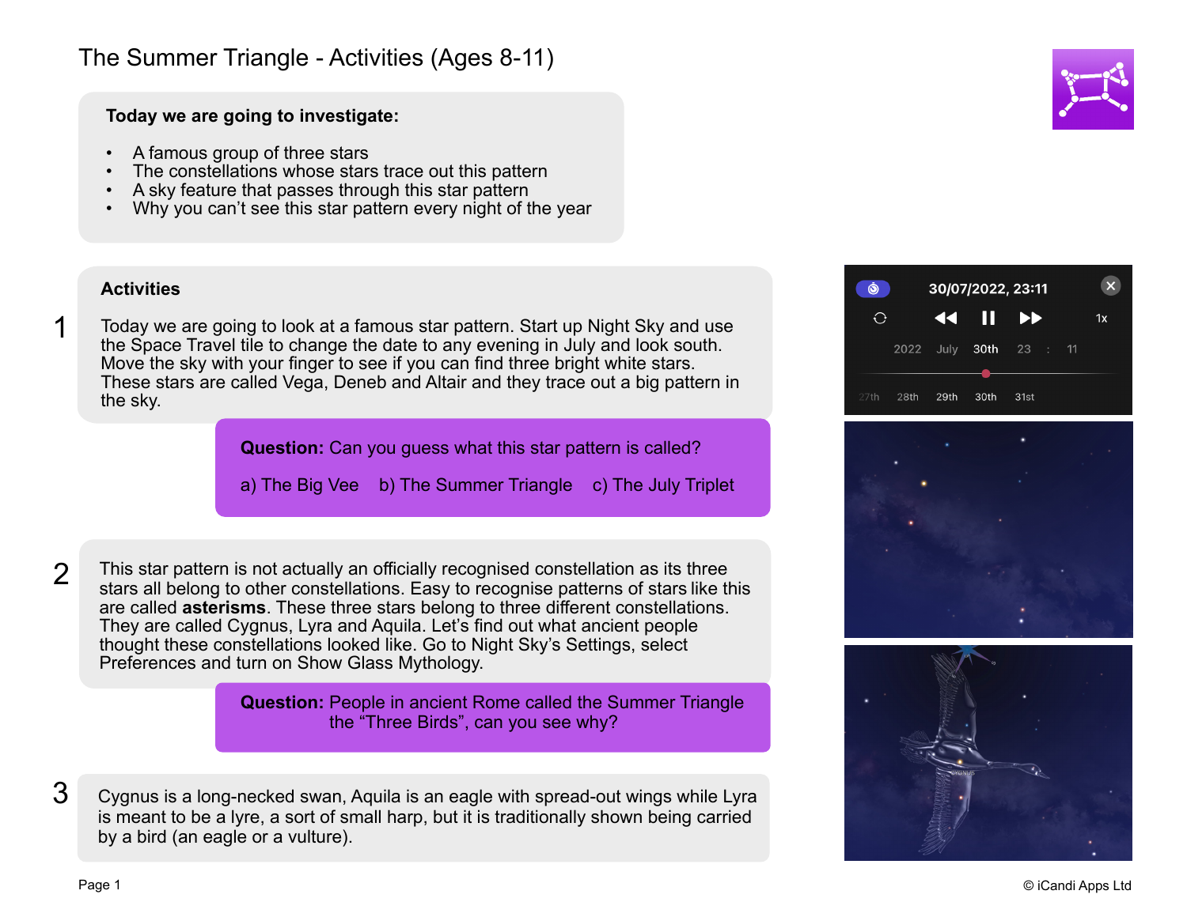# The Summer Triangle - Activities (Ages 8-11)

**Today we are going to investigate:**

- A famous group of three stars
- The constellations whose stars trace out this pattern
- A sky feature that passes through this star pattern
- Why you can't see this star pattern every night of the year

## Activities

**1**

Today we are going to look at a famous star pattern. Start up Night Sky and use the Space Travel tile to change the date to any evening in July and look south. Move the sky with your finger to see if you can find three bright white stars. These stars are called Vega, Deneb and Altair and they trace out a big pattern in the sky.

**Question:** Can you guess what this star pattern is called?

a) The Big Vee b) The Summer Triangle c) The July Triplet

**2**

This star pattern is not actually an officially recognised constellation as its three stars all belong to other constellations. Easy to recognise patterns of stars like this are called **asterisms**. These three stars belong to three different constellations. They are called Cygnus, Lyra and Aquila. Let's find out what ancient people thought these constellations looked like. Go to Night Sky's Settings, select Preferences and turn on Show Glass Mythology.

**Question:** People in ancient Rome called the Summer Triangle the "Three Birds", can you see why?

**3**

Cygnus is a long-necked swan, Aquila is an eagle with spread-out wings while Lyra is meant to be a lyre, a sort of small harp, but it is traditionally shown being carried by a bird (an eagle or a vulture).

© iCandi Apps Ltd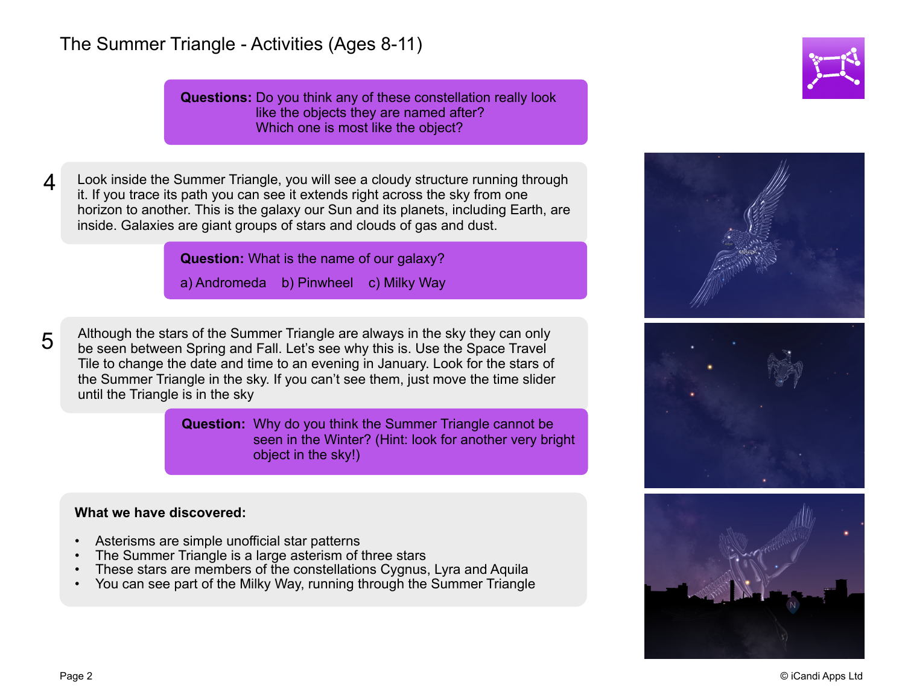# The Summer Triangle - Activities (Ages 8-11)

**Questions:** Do you think any of these constellation really look like the objects they are named after?
Which one is most like the object?

4 Look inside the Summer Triangle, you will see a cloudy structure running through it. If you trace its path you can see it extends right across the sky from one horizon to another. This is the galaxy our Sun and its planets, including Earth, are inside. Galaxies are giant groups of stars and clouds of gas and dust.

**Question:** What is the name of our galaxy?

a) Andromeda  b) Pinwheel  c) Milky Way

5 Although the stars of the Summer Triangle are always in the sky they can only be seen between Spring and Fall. Let's see why this is. Use the Space Travel Tile to change the date and time to an evening in January. Look for the stars of the Summer Triangle in the sky. If you can't see them, just move the time slider until the Triangle is in the sky

**Question:** Why do you think the Summer Triangle cannot be seen in the Winter? (Hint: look for another very bright object in the sky!)

**What we have discovered:**

- Asterisms are simple unofficial star patterns
- The Summer Triangle is a large asterism of three stars
- These stars are members of the constellations Cygnus, Lyra and Aquila
- You can see part of the Milky Way, running through the Summer Triangle

© iCandi Apps Ltd